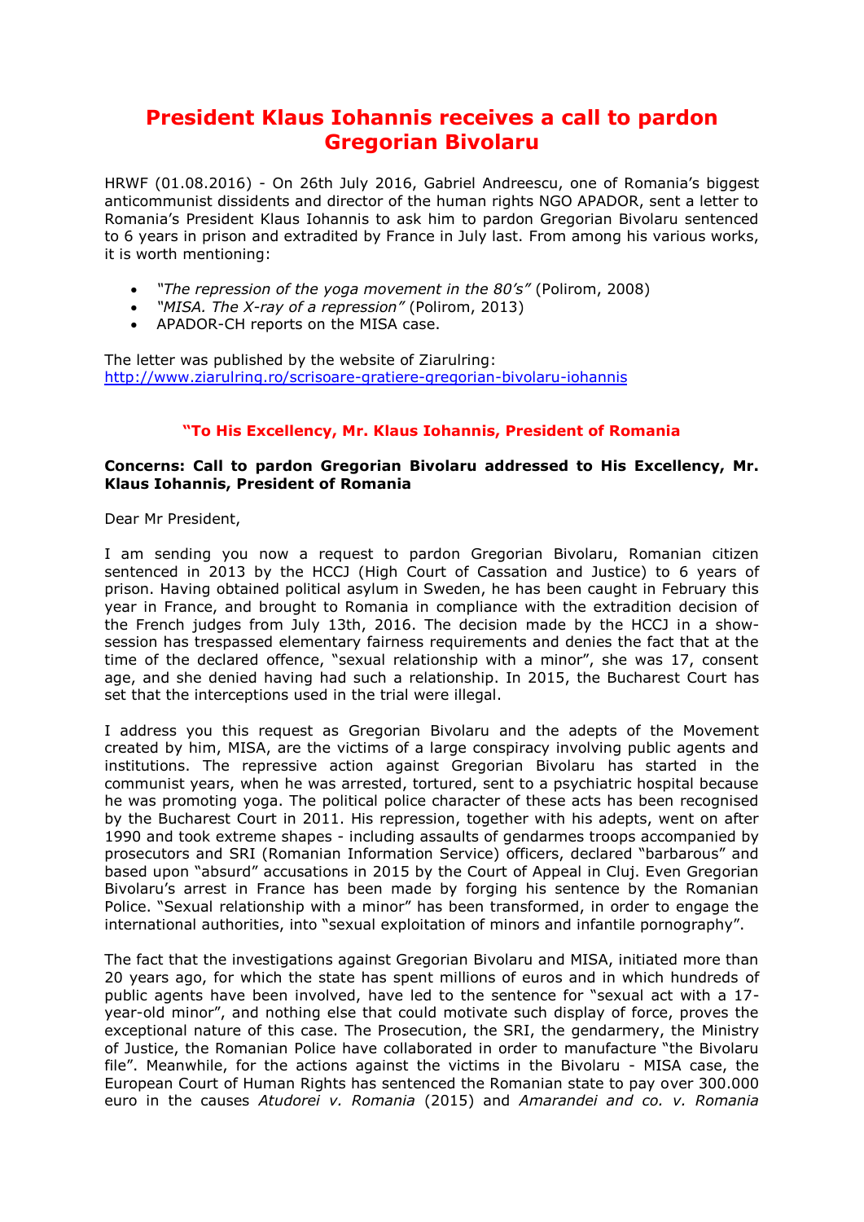# President Klaus Iohannis receives a call to pardon Gregorian Bivolaru

HRWF (01.08.2016) - On 26th July 2016, Gabriel Andreescu, one of Romania's biggest anticommunist dissidents and director of the human rights NGO APADOR, sent a letter to Romania's President Klaus Iohannis to ask him to pardon Gregorian Bivolaru sentenced to 6 years in prison and extradited by France in July last. From among his various works, it is worth mentioning:

- *"The repression of the yoga movement in the 80's"* (Polirom, 2008)
- *"MISA. The X-ray of a repression"* (Polirom, 2013)
- APADOR-CH reports on the MISA case.

The letter was published by the website of Ziarulring: http://www.ziarulring.ro/scrisoare-gratiere-gregorian-bivolaru-iohannis

**"To His Excellency, Mr. Klaus Iohannis, President of Romania**

**Concerns: Call to pardon Gregorian Bivolaru addressed to His Excellency, Mr. Klaus Iohannis, President of Romania**

Dear Mr President,

I am sending you now a request to pardon Gregorian Bivolaru, Romanian citizen sentenced in 2013 by the HCCJ (High Court of Cassation and Justice) to 6 years of prison. Having obtained political asylum in Sweden, he has been caught in February this year in France, and brought to Romania in compliance with the extradition decision of the French judges from July 13th, 2016. The decision made by the HCCJ in a show-session has trespassed elementary fairness requirements and denies the fact that at the time of the declared offence, "sexual relationship with a minor", she was 17, consent age, and she denied having had such a relationship. In 2015, the Bucharest Court has set that the interceptions used in the trial were illegal.

I address you this request as Gregorian Bivolaru and the adepts of the Movement created by him, MISA, are the victims of a large conspiracy involving public agents and institutions. The repressive action against Gregorian Bivolaru has started in the communist years, when he was arrested, tortured, sent to a psychiatric hospital because he was promoting yoga. The political police character of these acts has been recognised by the Bucharest Court in 2011. His repression, together with his adepts, went on after 1990 and took extreme shapes - including assaults of gendarmes troops accompanied by prosecutors and SRI (Romanian Information Service) officers, declared "barbarous" and based upon "absurd" accusations in 2015 by the Court of Appeal in Cluj. Even Gregorian Bivolaru's arrest in France has been made by forging his sentence by the Romanian Police. "Sexual relationship with a minor" has been transformed, in order to engage the international authorities, into "sexual exploitation of minors and infantile pornography".

The fact that the investigations against Gregorian Bivolaru and MISA, initiated more than 20 years ago, for which the state has spent millions of euros and in which hundreds of public agents have been involved, have led to the sentence for "sexual act with a 17-year-old minor", and nothing else that could motivate such display of force, proves the exceptional nature of this case. The Prosecution, the SRI, the gendarmery, the Ministry of Justice, the Romanian Police have collaborated in order to manufacture "the Bivolaru file". Meanwhile, for the actions against the victims in the Bivolaru - MISA case, the European Court of Human Rights has sentenced the Romanian state to pay over 300.000 euro in the causes *Atudorei v. Romania* (2015) and *Amarandei and co. v. Romania*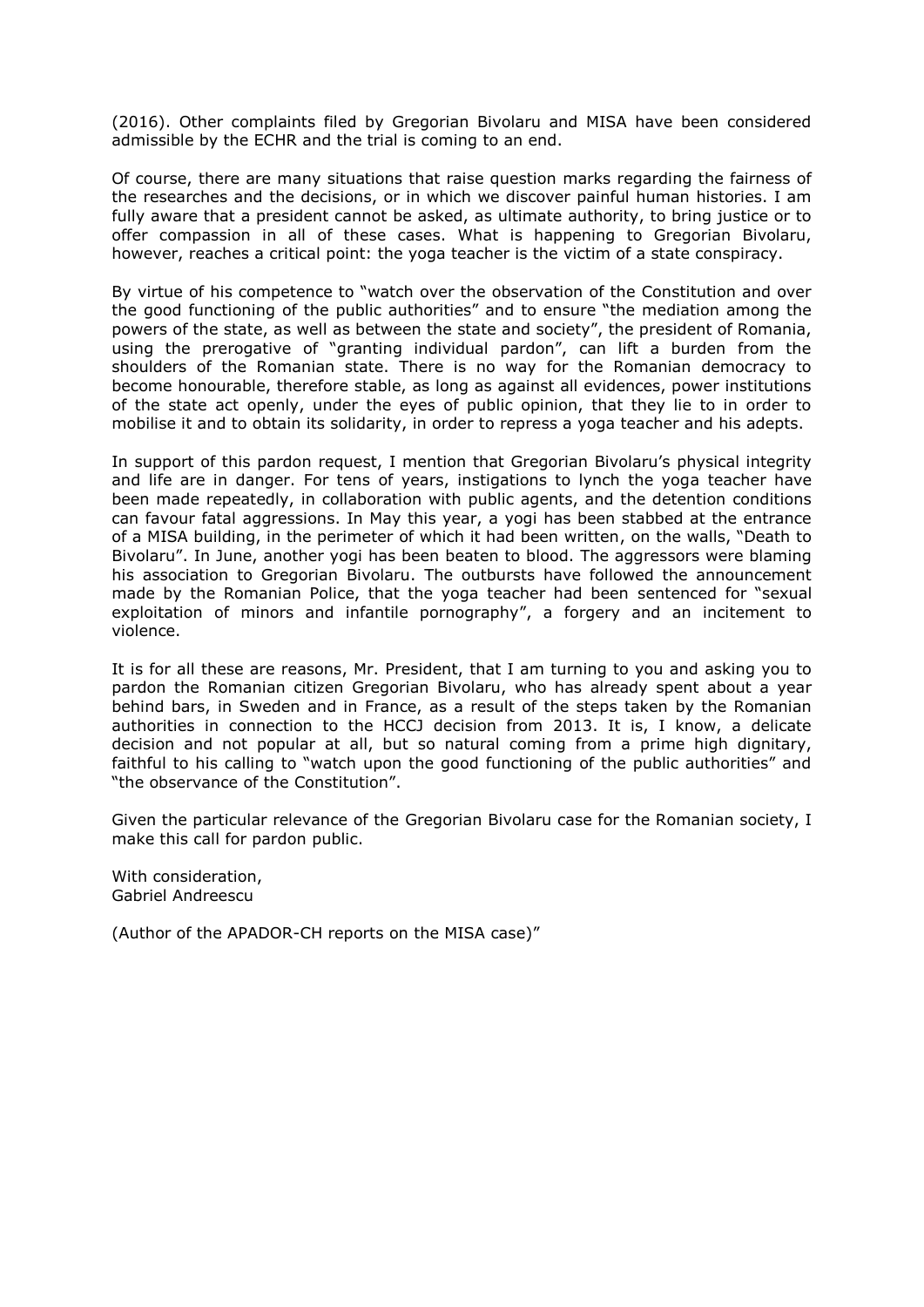(2016). Other complaints filed by Gregorian Bivolaru and MISA have been considered admissible by the ECHR and the trial is coming to an end.

Of course, there are many situations that raise question marks regarding the fairness of the researches and the decisions, or in which we discover painful human histories. I am fully aware that a president cannot be asked, as ultimate authority, to bring justice or to offer compassion in all of these cases. What is happening to Gregorian Bivolaru, however, reaches a critical point: the yoga teacher is the victim of a state conspiracy.

By virtue of his competence to "watch over the observation of the Constitution and over the good functioning of the public authorities" and to ensure "the mediation among the powers of the state, as well as between the state and society", the president of Romania, using the prerogative of "granting individual pardon", can lift a burden from the shoulders of the Romanian state. There is no way for the Romanian democracy to become honourable, therefore stable, as long as against all evidences, power institutions of the state act openly, under the eyes of public opinion, that they lie to in order to mobilise it and to obtain its solidarity, in order to repress a yoga teacher and his adepts.

In support of this pardon request, I mention that Gregorian Bivolaru's physical integrity and life are in danger. For tens of years, instigations to lynch the yoga teacher have been made repeatedly, in collaboration with public agents, and the detention conditions can favour fatal aggressions. In May this year, a yogi has been stabbed at the entrance of a MISA building, in the perimeter of which it had been written, on the walls, "Death to Bivolaru". In June, another yogi has been beaten to blood. The aggressors were blaming his association to Gregorian Bivolaru. The outbursts have followed the announcement made by the Romanian Police, that the yoga teacher had been sentenced for "sexual exploitation of minors and infantile pornography", a forgery and an incitement to violence.

It is for all these are reasons, Mr. President, that I am turning to you and asking you to pardon the Romanian citizen Gregorian Bivolaru, who has already spent about a year behind bars, in Sweden and in France, as a result of the steps taken by the Romanian authorities in connection to the HCCJ decision from 2013. It is, I know, a delicate decision and not popular at all, but so natural coming from a prime high dignitary, faithful to his calling to "watch upon the good functioning of the public authorities" and "the observance of the Constitution".

Given the particular relevance of the Gregorian Bivolaru case for the Romanian society, I make this call for pardon public.

With consideration,
Gabriel Andreescu

(Author of the APADOR-CH reports on the MISA case)"